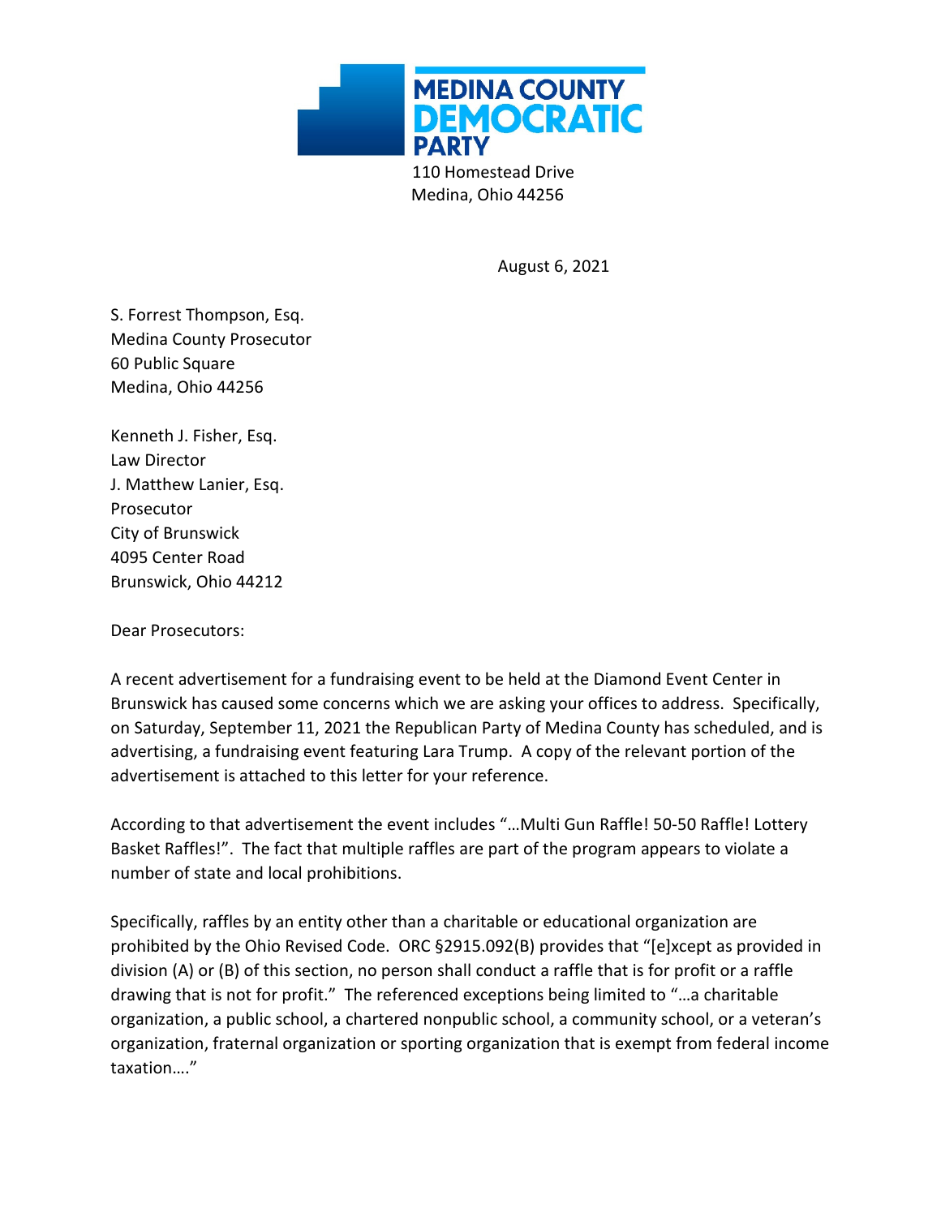**MEDINA COUNTY DEMOCRATIC PARTY**

110 Homestead Drive
Medina, Ohio 44256

August 6, 2021

S. Forrest Thompson, Esq.
Medina County Prosecutor
60 Public Square
Medina, Ohio 44256

Kenneth J. Fisher, Esq.
Law Director
J. Matthew Lanier, Esq.
Prosecutor
City of Brunswick
4095 Center Road
Brunswick, Ohio 44212

Dear Prosecutors:

A recent advertisement for a fundraising event to be held at the Diamond Event Center in Brunswick has caused some concerns which we are asking your offices to address. Specifically, on Saturday, September 11, 2021 the Republican Party of Medina County has scheduled, and is advertising, a fundraising event featuring Lara Trump. A copy of the relevant portion of the advertisement is attached to this letter for your reference.

According to that advertisement the event includes "…Multi Gun Raffle! 50-50 Raffle! Lottery Basket Raffles!". The fact that multiple raffles are part of the program appears to violate a number of state and local prohibitions.

Specifically, raffles by an entity other than a charitable or educational organization are prohibited by the Ohio Revised Code. ORC §2915.092(B) provides that "[e]xcept as provided in division (A) or (B) of this section, no person shall conduct a raffle that is for profit or a raffle drawing that is not for profit." The referenced exceptions being limited to "…a charitable organization, a public school, a chartered nonpublic school, a community school, or a veteran's organization, fraternal organization or sporting organization that is exempt from federal income taxation…."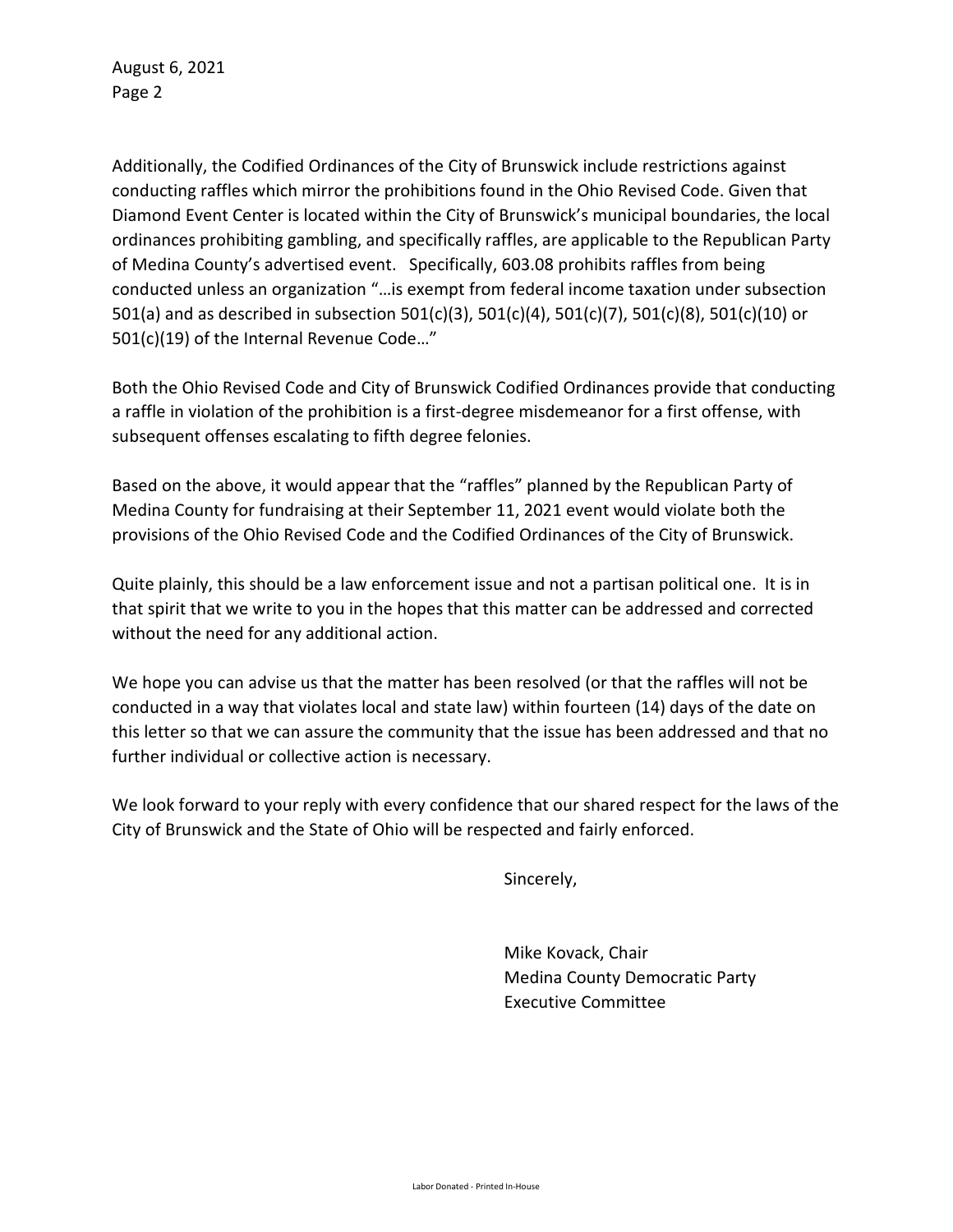Additionally, the Codified Ordinances of the City of Brunswick include restrictions against conducting raffles which mirror the prohibitions found in the Ohio Revised Code. Given that Diamond Event Center is located within the City of Brunswick's municipal boundaries, the local ordinances prohibiting gambling, and specifically raffles, are applicable to the Republican Party of Medina County's advertised event. Specifically, 603.08 prohibits raffles from being conducted unless an organization "…is exempt from federal income taxation under subsection 501(a) and as described in subsection 501(c)(3), 501(c)(4), 501(c)(7), 501(c)(8), 501(c)(10) or 501(c)(19) of the Internal Revenue Code…"

Both the Ohio Revised Code and City of Brunswick Codified Ordinances provide that conducting a raffle in violation of the prohibition is a first-degree misdemeanor for a first offense, with subsequent offenses escalating to fifth degree felonies.

Based on the above, it would appear that the "raffles" planned by the Republican Party of Medina County for fundraising at their September 11, 2021 event would violate both the provisions of the Ohio Revised Code and the Codified Ordinances of the City of Brunswick.

Quite plainly, this should be a law enforcement issue and not a partisan political one. It is in that spirit that we write to you in the hopes that this matter can be addressed and corrected without the need for any additional action.

We hope you can advise us that the matter has been resolved (or that the raffles will not be conducted in a way that violates local and state law) within fourteen (14) days of the date on this letter so that we can assure the community that the issue has been addressed and that no further individual or collective action is necessary.

We look forward to your reply with every confidence that our shared respect for the laws of the City of Brunswick and the State of Ohio will be respected and fairly enforced.

Sincerely,

Mike Kovack, Chair
Medina County Democratic Party
Executive Committee

Labor Donated - Printed In-House